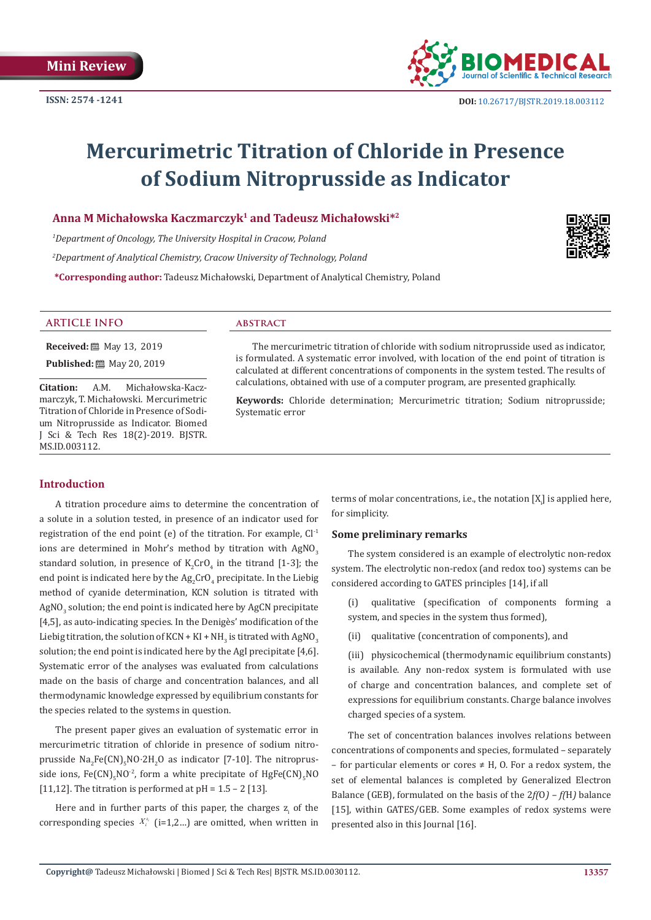Mini Review

ISSN: 2574 -1241

DOI: 10.26717/BJSTR.2019.18.003112

# Mercurimetric Titration of Chloride in Presence of Sodium Nitroprusside as Indicator

**Anna M Michałowska Kaczmarczyk[1] and Tadeusz Michałowski*[2]**

[1]*Department of Oncology, The University Hospital in Cracow, Poland*

[2]*Department of Analytical Chemistry, Cracow University of Technology, Poland*

***Corresponding author:** Tadeusz Michałowski, Department of Analytical Chemistry, Poland

## ARTICLE INFO

**Received:** May 13, 2019

**Published:** May 20, 2019

**Citation:** A.M. Michałowska-Kaczmarczyk, T. Michałowski. Mercurimetric Titration of Chloride in Presence of Sodium Nitroprusside as Indicator. Biomed J Sci & Tech Res 18(2)-2019. BJSTR. MS.ID.003112.

## ABSTRACT

The mercurimetric titration of chloride with sodium nitroprusside used as indicator, is formulated. A systematic error involved, with location of the end point of titration is calculated at different concentrations of components in the system tested. The results of calculations, obtained with use of a computer program, are presented graphically.

**Keywords:** Chloride determination; Mercurimetric titration; Sodium nitroprusside; Systematic error

## Introduction

A titration procedure aims to determine the concentration of a solute in a solution tested, in presence of an indicator used for registration of the end point (e) of the titration. For example, $Cl^{-1}$ ions are determined in Mohr's method by titration with $AgNO_3$ standard solution, in presence of $K_2CrO_4$ in the titrand [1-3]; the end point is indicated here by the $Ag_2CrO_4$ precipitate. In the Liebig method of cyanide determination, KCN solution is titrated with $AgNO_3$ solution; the end point is indicated here by AgCN precipitate [4,5], as auto-indicating species. In the Denigès' modification of the Liebig titration, the solution of KCN + KI + $NH_3$ is titrated with $AgNO_3$ solution; the end point is indicated here by the AgI precipitate [4,6]. Systematic error of the analyses was evaluated from calculations made on the basis of charge and concentration balances, and all thermodynamic knowledge expressed by equilibrium constants for the species related to the systems in question.

The present paper gives an evaluation of systematic error in mercurimetric titration of chloride in presence of sodium nitroprusside $Na_2Fe(CN)_5NO{\cdot}2H_2O$ as indicator [7-10]. The nitroprusside ions, $Fe(CN)_5NO^{-2}$, form a white precipitate of $HgFe(CN)_5NO$ [11,12]. The titration is performed at pH = 1.5 – 2 [13].

Here and in further parts of this paper, the charges $z_i$ of the corresponding species $X_i^{z_i}$ (i=1,2…) are omitted, when written in terms of molar concentrations, i.e., the notation $[X_i]$ is applied here, for simplicity.

### Some preliminary remarks

The system considered is an example of electrolytic non-redox system. The electrolytic non-redox (and redox too) systems can be considered according to GATES principles [14], if all

(i) qualitative (specification of components forming a system, and species in the system thus formed),

(ii) qualitative (concentration of components), and

(iii) physicochemical (thermodynamic equilibrium constants) is available. Any non-redox system is formulated with use of charge and concentration balances, and complete set of expressions for equilibrium constants. Charge balance involves charged species of a system.

The set of concentration balances involves relations between concentrations of components and species, formulated – separately – for particular elements or cores ≠ H, O. For a redox system, the set of elemental balances is completed by Generalized Electron Balance (GEB), formulated on the basis of the 2*f*(O) – *f*(H) balance [15], within GATES/GEB. Some examples of redox systems were presented also in this Journal [16].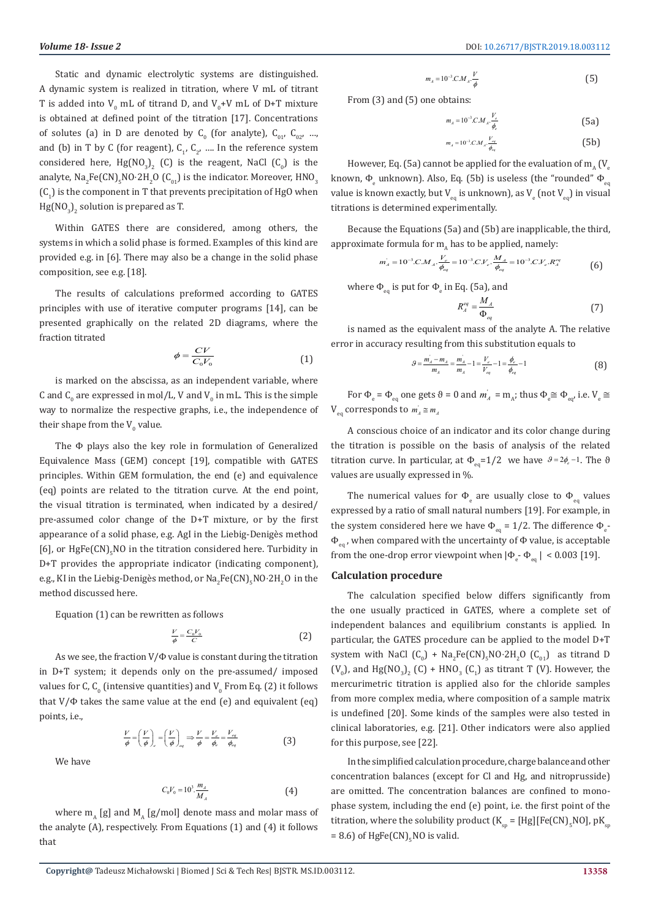Static and dynamic electrolytic systems are distinguished. A dynamic system is realized in titration, where V mL of titrant T is added into $V_0$ mL of titrand D, and $V_0$+V mL of D+T mixture is obtained at defined point of the titration [17]. Concentrations of solutes (a) in D are denoted by $C_0$ (for analyte), $C_{01}$, $C_{02}$, …, and (b) in T by C (for reagent), $C_1$, $C_2$, …. In the reference system considered here, $Hg(NO_3)_2$ (C) is the reagent, NaCl ($C_0$) is the analyte, $Na_2Fe(CN)_5NO{\cdot}2H_2O$ ($C_{01}$) is the indicator. Moreover, $HNO_3$ ($C_1$) is the component in T that prevents precipitation of HgO when $Hg(NO_3)_2$ solution is prepared as T.

Within GATES there are considered, among others, the systems in which a solid phase is formed. Examples of this kind are provided e.g. in [6]. There may also be a change in the solid phase composition, see e.g. [18].

The results of calculations preformed according to GATES principles with use of iterative computer programs [14], can be presented graphically on the related 2D diagrams, where the fraction titrated

$$\phi = \frac{CV}{C_0 V_0} \tag{1}$$

is marked on the abscissa, as an independent variable, where C and $C_0$ are expressed in mol/L, V and $V_0$ in mL. This is the simple way to normalize the respective graphs, i.e., the independence of their shape from the $V_0$ value.

The Φ plays also the key role in formulation of Generalized Equivalence Mass (GEM) concept [19], compatible with GATES principles. Within GEM formulation, the end (e) and equivalence (eq) points are related to the titration curve. At the end point, the visual titration is terminated, when indicated by a desired/ pre-assumed color change of the D+T mixture, or by the first appearance of a solid phase, e.g. AgI in the Liebig-Denigès method [6], or $HgFe(CN)_5NO$ in the titration considered here. Turbidity in D+T provides the appropriate indicator (indicating component), e.g., KI in the Liebig-Denigès method, or $Na_2Fe(CN)_5NO{\cdot}2H_2O$ in the method discussed here.

Equation (1) can be rewritten as follows

$$\frac{V}{\phi} = \frac{C_0 V_0}{C} \tag{2}$$

As we see, the fraction V/Φ value is constant during the titration in D+T system; it depends only on the pre-assumed/ imposed values for C, $C_0$ (intensive quantities) and $V_0$ From Eq. (2) it follows that V/Φ takes the same value at the end (e) and equivalent (eq) points, i.e.,

$$\frac{V}{\phi} = \left(\frac{V}{\phi}\right)_e = \left(\frac{V}{\phi}\right)_{eq} \Rightarrow \frac{V}{\phi} = \frac{V_e}{\phi_e} = \frac{V_{eq}}{\phi_{eq}} \tag{3}$$

We have

$$C_0 V_0 = 10^3 . \frac{m_A}{M_A} \tag{4}$$

where $m_A$ [g] and $M_A$ [g/mol] denote mass and molar mass of the analyte (A), respectively. From Equations (1) and (4) it follows that

$$m_A = 10^{-3} . C . M_A . \frac{V}{\phi} \tag{5}$$

From (3) and (5) one obtains:

$$m_A = 10^{-3} . C . M_A . \frac{V_e}{\phi_e} \tag{5a}$$

$$m_A = 10^{-3} . C . M_A . \frac{V_{eq}}{\phi_{eq}} \tag{5b}$$

However, Eq. (5a) cannot be applied for the evaluation of $m_A$ ($V_e$ known, $\Phi_e$ unknown). Also, Eq. (5b) is useless (the "rounded" $\Phi_{eq}$ value is known exactly, but $V_{eq}$ is unknown), as $V_e$ (not $V_{eq}$) in visual titrations is determined experimentally.

Because the Equations (5a) and (5b) are inapplicable, the third, approximate formula for $m_A$ has to be applied, namely:

$$m'_A = 10^{-3} . C . M_A . \frac{V_e}{\phi_{eq}} = 10^{-3} . C . V_e . \frac{M_A}{\phi_{eq}} = 10^{-3} . C . V_e . R_A^{eq} \tag{6}$$

where $\Phi_{eq}$ is put for $\Phi_e$ in Eq. (5a), and

$$R_A^{eq} = \frac{M_A}{\Phi_{eq}} \tag{7}$$

is named as the equivalent mass of the analyte A. The relative error in accuracy resulting from this substitution equals to

$$\vartheta = \frac{m'_A - m_A}{m_A} = \frac{m'_A}{m_A} - 1 = \frac{V_e}{V_{eq}} - 1 = \frac{\phi_e}{\phi_{eq}} - 1 \tag{8}$$

For $\Phi_e = \Phi_{eq}$ one gets ϑ = 0 and $m'_A = m_A$; thus $\Phi_e \cong \Phi_{eq}$, i.e. $V_e \cong V_{eq}$ corresponds to $m'_A \cong m_A$

A conscious choice of an indicator and its color change during the titration is possible on the basis of analysis of the related titration curve. In particular, at $\Phi_{eq}$=1/2 we have $\vartheta = 2\phi_e - 1$. The ϑ values are usually expressed in %.

The numerical values for $\Phi_e$ are usually close to $\Phi_{eq}$ values expressed by a ratio of small natural numbers [19]. For example, in the system considered here we have $\Phi_{eq}$ = 1/2. The difference $\Phi_e$- $\Phi_{eq}$, when compared with the uncertainty of Φ value, is acceptable from the one-drop error viewpoint when $|\Phi_e - \Phi_{eq}| < 0.003$ [19].

## Calculation procedure

The calculation specified below differs significantly from the one usually practiced in GATES, where a complete set of independent balances and equilibrium constants is applied. In particular, the GATES procedure can be applied to the model D+T system with NaCl ($C_0$) + $Na_2Fe(CN)_5NO{\cdot}2H_2O$ ($C_{01}$) as titrand D ($V_0$), and $Hg(NO_3)_2$ (C) + $HNO_3$ ($C_1$) as titrant T (V). However, the mercurimetric titration is applied also for the chloride samples from more complex media, where composition of a sample matrix is undefined [20]. Some kinds of the samples were also tested in clinical laboratories, e.g. [21]. Other indicators were also applied for this purpose, see [22].

In the simplified calculation procedure, charge balance and other concentration balances (except for Cl and Hg, and nitroprusside) are omitted. The concentration balances are confined to mono-phase system, including the end (e) point, i.e. the first point of the titration, where the solubility product ($K_{sp}$ = [Hg][Fe(CN)$_5$NO], p$K_{sp}$ = 8.6) of $HgFe(CN)_5NO$ is valid.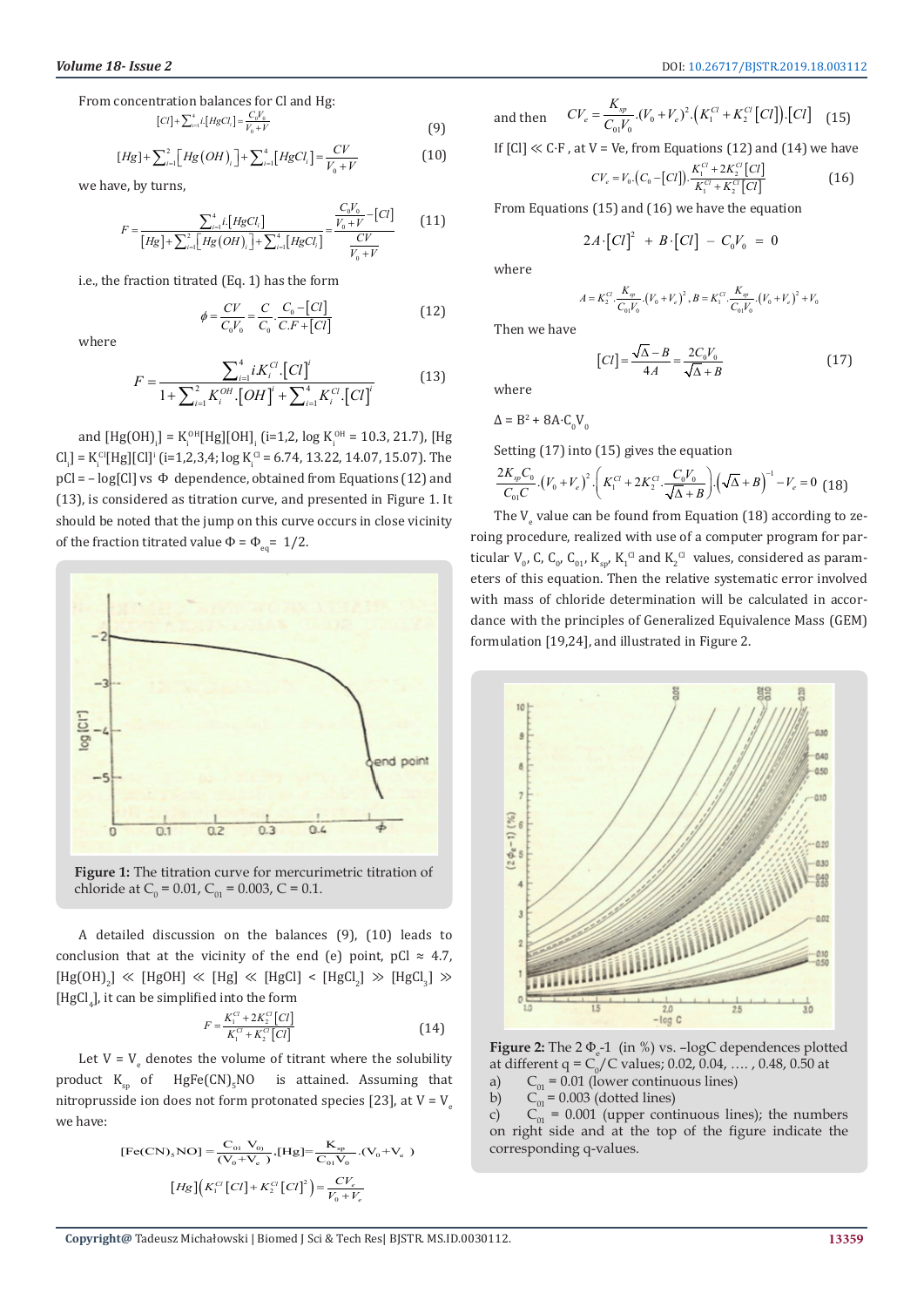From concentration balances for Cl and Hg:

$$[Cl]+\sum_{i=1}^{4} i.[HgCl_i]=\frac{C_0V_0}{V_0+V} \quad (9)$$

$$[Hg]+\sum_{i=1}^{2}\left[Hg(OH)_i\right]+\sum_{i=1}^{4}[HgCl_i]=\frac{CV}{V_0+V} \quad (10)$$

we have, by turns,

$$F=\frac{\sum_{i=1}^{4} i.[HgCl_i]}{[Hg]+\sum_{i=1}^{2}\left[Hg(OH)_i\right]+\sum_{i=1}^{4}[HgCl_i]}=\frac{\frac{C_0V_0}{V_0+V}-[Cl]}{\frac{CV}{V_0+V}} \quad (11)$$

i.e., the fraction titrated (Eq. 1) has the form

$$\phi=\frac{CV}{C_0V_0}=\frac{C}{C_0}\cdot\frac{C_0-[Cl]}{C.F+[Cl]} \quad (12)$$

where

$$F=\frac{\sum_{i=1}^{4} i.K_i^{Cl}.[Cl]^i}{1+\sum_{i=1}^{2}K_i^{OH}.[OH]^i+\sum_{i=1}^{4}K_i^{Cl}.[Cl]^i} \quad (13)$$

and $[Hg(OH)_i] = K_i^{OH}[Hg][OH]^i$ (i=1,2, log $K_i^{OH}$ = 10.3, 21.7), $[HgCl_i] = K_i^{Cl}[Hg][Cl]^i$ (i=1,2,3,4; log $K_i^{Cl}$ = 6.74, 13.22, 14.07, 15.07). The pCl = – log[Cl] vs Φ dependence, obtained from Equations (12) and (13), is considered as titration curve, and presented in Figure 1. It should be noted that the jump on this curve occurs in close vicinity of the fraction titrated value $\Phi = \Phi_{eq} = 1/2$.

**Figure 1:** The titration curve for mercurimetric titration of chloride at $C_0 = 0.01$, $C_{01} = 0.003$, $C = 0.1$.

A detailed discussion on the balances (9), (10) leads to conclusion that at the vicinity of the end (e) point, pCl ≈ 4.7, $[Hg(OH)_2] \ll [HgOH] \ll [Hg] \ll [HgCl] < [HgCl_2] \gg [HgCl_3] \gg [HgCl_4]$, it can be simplified into the form

$$F=\frac{K_1^{Cl}+2K_2^{Cl}[Cl]}{K_1^{Cl}+K_2^{Cl}[Cl]} \quad (14)$$

Let $V = V_e$ denotes the volume of titrant where the solubility product $K_{sp}$ of $HgFe(CN)_5NO$ is attained. Assuming that nitroprusside ion does not form protonated species [23], at $V = V_e$ we have:

$$[Fe(CN)_5NO]=\frac{C_{01}\ V_0}{(V_0+V_e)},[Hg]=\frac{K_{sp}}{C_{01}V_0}.(V_0+V_e)$$

$$[Hg]\left(K_1^{Cl}[Cl]+K_2^{Cl}[Cl]^2\right)=\frac{CV_e}{V_0+V_e}$$

and then

$$CV_e=\frac{K_{sp}}{C_{01}V_0}.(V_0+V_e)^2.\left(K_1^{Cl}+K_2^{Cl}[Cl]\right).[Cl] \quad (15)$$

If [Cl] ≪ C·F , at V = Ve, from Equations (12) and (14) we have

$$CV_e=V_0.\left(C_0-[Cl]\right).\frac{K_1^{Cl}+2K_2^{Cl}[Cl]}{K_1^{Cl}+K_2^{Cl}[Cl]} \quad (16)$$

From Equations (15) and (16) we have the equation

$$2A\cdot[Cl]^2 + B\cdot[Cl] - C_0V_0 = 0$$

where

$$A=K_2^{Cl}.\frac{K_{sp}}{C_{01}V_0}.(V_0+V_e)^2, B=K_1^{Cl}.\frac{K_{sp}}{C_{01}V_0}.(V_0+V_e)^2+V_0$$

Then we have

$$[Cl]=\frac{\sqrt{\Delta}-B}{4A}=\frac{2C_0V_0}{\sqrt{\Delta}+B} \quad (17)$$

where

$\Delta = B^2 + 8A \cdot C_0V_0$

Setting (17) into (15) gives the equation

$$\frac{2K_{sp}C_0}{C_{01}C}.(V_0+V_e)^2.\left(K_1^{Cl}+2K_2^{Cl}.\frac{C_0V_0}{\sqrt{\Delta}+B}\right).\left(\sqrt{\Delta}+B\right)^{-1}-V_e=0 \quad (18)$$

The $V_e$ value can be found from Equation (18) according to zeroing procedure, realized with use of a computer program for particular $V_0$, $C$, $C_0$, $C_{01}$, $K_{sp}$, $K_1^{Cl}$ and $K_2^{Cl}$ values, considered as parameters of this equation. Then the relative systematic error involved with mass of chloride determination will be calculated in accordance with the principles of Generalized Equivalence Mass (GEM) formulation [19,24], and illustrated in Figure 2.

**Figure 2:** The $2\Phi_e$-1 (in %) vs. –logC dependences plotted at different $q = C_0/C$ values; 0.02, 0.04, …. , 0.48, 0.50 at

a) $C_{01} = 0.01$ (lower continuous lines)

b) $C_{01} = 0.003$ (dotted lines)

c) $C_{01} = 0.001$ (upper continuous lines); the numbers on right side and at the top of the figure indicate the corresponding q-values.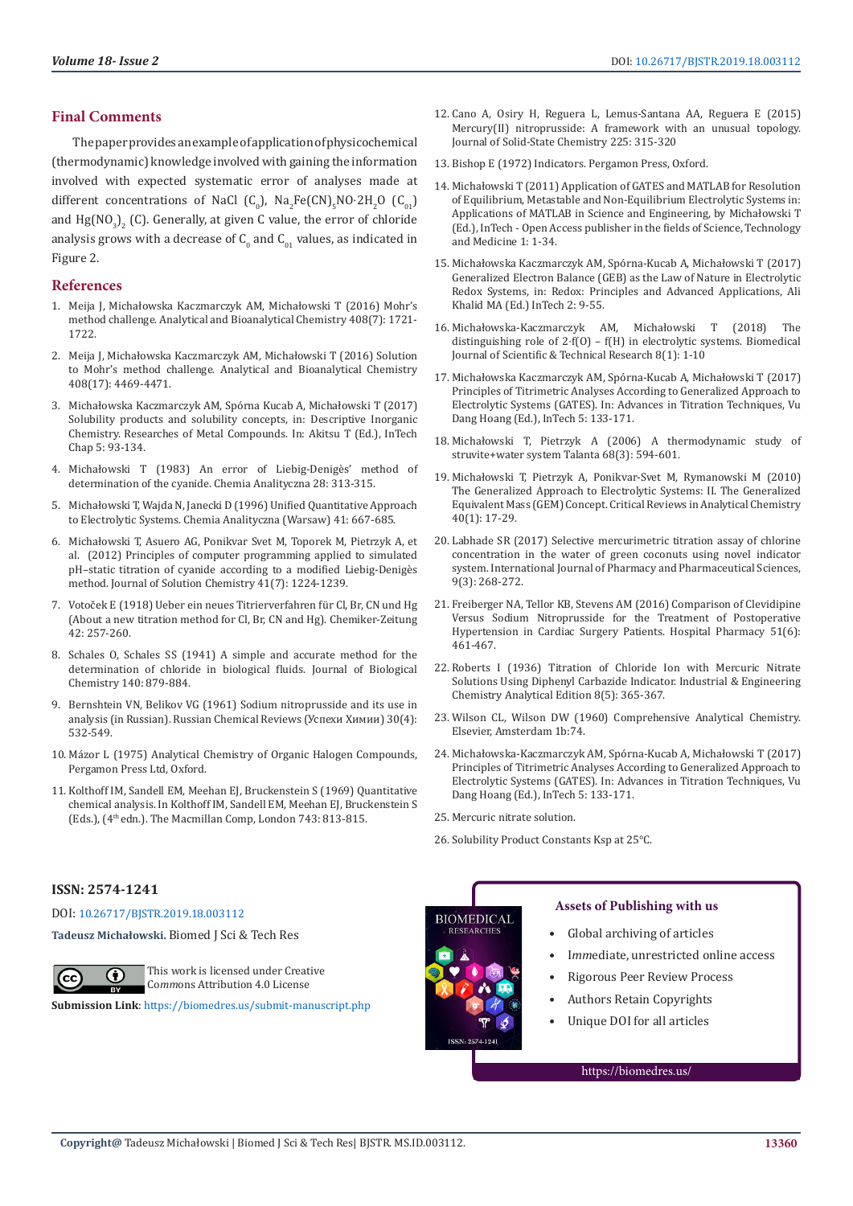## Final Comments

The paper provides an example of application of physicochemical (thermodynamic) knowledge involved with gaining the information involved with expected systematic error of analyses made at different concentrations of NaCl ($C_0$), $Na_2Fe(CN)_5NO{\cdot}2H_2O$ ($C_{01}$) and $Hg(NO_3)_2$ (C). Generally, at given C value, the error of chloride analysis grows with a decrease of $C_0$ and $C_{01}$ values, as indicated in Figure 2.

## References

1. Meija J, Michałowska Kaczmarczyk AM, Michałowski T (2016) Mohr's method challenge. Analytical and Bioanalytical Chemistry 408(7): 1721-1722.
2. Meija J, Michałowska Kaczmarczyk AM, Michałowski T (2016) Solution to Mohr's method challenge. Analytical and Bioanalytical Chemistry 408(17): 4469-4471.
3. Michałowska Kaczmarczyk AM, Spórna Kucab A, Michałowski T (2017) Solubility products and solubility concepts, in: Descriptive Inorganic Chemistry. Researches of Metal Compounds. In: Akitsu T (Ed.), InTech Chap 5: 93-134.
4. Michałowski T (1983) An error of Liebig-Denigès' method of determination of the cyanide. Chemia Analityczna 28: 313-315.
5. Michałowski T, Wajda N, Janecki D (1996) Unified Quantitative Approach to Electrolytic Systems. Chemia Analityczna (Warsaw) 41: 667-685.
6. Michałowski T, Asuero AG, Ponikvar Svet M, Toporek M, Pietrzyk A, et al. (2012) Principles of computer programming applied to simulated pH–static titration of cyanide according to a modified Liebig-Denigès method. Journal of Solution Chemistry 41(7): 1224-1239.
7. Votoček E (1918) Ueber ein neues Titrierverfahren für Cl, Br, CN und Hg (About a new titration method for Cl, Br, CN and Hg). Chemiker-Zeitung 42: 257-260.
8. Schales O, Schales SS (1941) A simple and accurate method for the determination of chloride in biological fluids. Journal of Biological Chemistry 140: 879-884.
9. Bernshtein VN, Belikov VG (1961) Sodium nitroprusside and its use in analysis (in Russian). Russian Chemical Reviews (Успехи Химии) 30(4): 532-549.
10. Mázor L (1975) Analytical Chemistry of Organic Halogen Compounds, Pergamon Press Ltd, Oxford.
11. Kolthoff IM, Sandell EM, Meehan EJ, Bruckenstein S (1969) Quantitative chemical analysis. In Kolthoff IM, Sandell EM, Meehan EJ, Bruckenstein S (Eds.), (4th edn.). The Macmillan Comp, London 743: 813-815.
12. Cano A, Osiry H, Reguera L, Lemus-Santana AA, Reguera E (2015) Mercury(II) nitroprusside: A framework with an unusual topology. Journal of Solid-State Chemistry 225: 315-320
13. Bishop E (1972) Indicators. Pergamon Press, Oxford.
14. Michałowski T (2011) Application of GATES and MATLAB for Resolution of Equilibrium, Metastable and Non-Equilibrium Electrolytic Systems in: Applications of MATLAB in Science and Engineering, by Michałowski T (Ed.), InTech - Open Access publisher in the fields of Science, Technology and Medicine 1: 1-34.
15. Michałowska Kaczmarczyk AM, Spórna-Kucab A, Michałowski T (2017) Generalized Electron Balance (GEB) as the Law of Nature in Electrolytic Redox Systems, in: Redox: Principles and Advanced Applications, Ali Khalid MA (Ed.) InTech 2: 9-55.
16. Michałowska-Kaczmarczyk AM, Michałowski T (2018) The distinguishing role of 2·f(O) – f(H) in electrolytic systems. Biomedical Journal of Scientific & Technical Research 8(1): 1-10
17. Michałowska Kaczmarczyk AM, Spórna-Kucab A, Michałowski T (2017) Principles of Titrimetric Analyses According to Generalized Approach to Electrolytic Systems (GATES). In: Advances in Titration Techniques, Vu Dang Hoang (Ed.), InTech 5: 133-171.
18. Michałowski T, Pietrzyk A (2006) A thermodynamic study of struvite+water system Talanta 68(3): 594-601.
19. Michałowski T, Pietrzyk A, Ponikvar-Svet M, Rymanowski M (2010) The Generalized Approach to Electrolytic Systems: II. The Generalized Equivalent Mass (GEM) Concept. Critical Reviews in Analytical Chemistry 40(1): 17-29.
20. Labhade SR (2017) Selective mercurimetric titration assay of chlorine concentration in the water of green coconuts using novel indicator system. International Journal of Pharmacy and Pharmaceutical Sciences, 9(3): 268-272.
21. Freiberger NA, Tellor KB, Stevens AM (2016) Comparison of Clevidipine Versus Sodium Nitroprusside for the Treatment of Postoperative Hypertension in Cardiac Surgery Patients. Hospital Pharmacy 51(6): 461-467.
22. Roberts I (1936) Titration of Chloride Ion with Mercuric Nitrate Solutions Using Diphenyl Carbazide Indicator. Industrial & Engineering Chemistry Analytical Edition 8(5): 365-367.
23. Wilson CL, Wilson DW (1960) Comprehensive Analytical Chemistry. Elsevier, Amsterdam 1b:74.
24. Michałowska-Kaczmarczyk AM, Spórna-Kucab A, Michałowski T (2017) Principles of Titrimetric Analyses According to Generalized Approach to Electrolytic Systems (GATES). In: Advances in Titration Techniques, Vu Dang Hoang (Ed.), InTech 5: 133-171.
25. Mercuric nitrate solution.
26. Solubility Product Constants Ksp at 25°C.

**ISSN: 2574-1241**

DOI: 10.26717/BJSTR.2019.18.003112

**Tadeusz Michałowski.** Biomed J Sci & Tech Res

This work is licensed under Creative Commons Attribution 4.0 License

**Submission Link**: https://biomedres.us/submit-manuscript.php

**Assets of Publishing with us**

- Global archiving of articles
- Immediate, unrestricted online access
- Rigorous Peer Review Process
- Authors Retain Copyrights
- Unique DOI for all articles

https://biomedres.us/